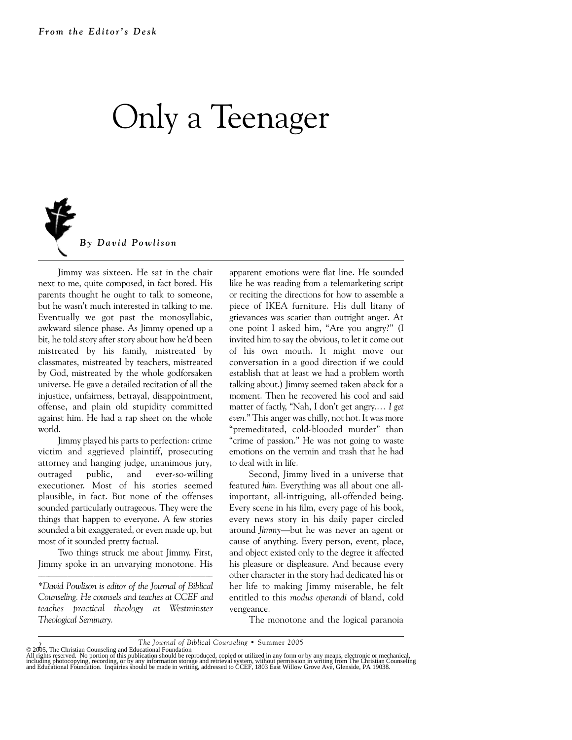*From the Editor's Desk*

# Only a Teenager

***By David Powlison***

Jimmy was sixteen. He sat in the chair next to me, quite composed, in fact bored. His parents thought he ought to talk to someone, but he wasn't much interested in talking to me. Eventually we got past the monosyllabic, awkward silence phase. As Jimmy opened up a bit, he told story after story about how he'd been mistreated by his family, mistreated by classmates, mistreated by teachers, mistreated by God, mistreated by the whole godforsaken universe. He gave a detailed recitation of all the injustice, unfairness, betrayal, disappointment, offense, and plain old stupidity committed against him. He had a rap sheet on the whole world.

Jimmy played his parts to perfection: crime victim and aggrieved plaintiff, prosecuting attorney and hanging judge, unanimous jury, outraged public, and ever-so-willing executioner. Most of his stories seemed plausible, in fact. But none of the offenses sounded particularly outrageous. They were the things that happen to everyone. A few stories sounded a bit exaggerated, or even made up, but most of it sounded pretty factual.

Two things struck me about Jimmy. First, Jimmy spoke in an unvarying monotone. His apparent emotions were flat line. He sounded like he was reading from a telemarketing script or reciting the directions for how to assemble a piece of IKEA furniture. His dull litany of grievances was scarier than outright anger. At one point I asked him, "Are you angry?" (I invited him to say the obvious, to let it come out of his own mouth. It might move our conversation in a good direction if we could establish that at least we had a problem worth talking about.) Jimmy seemed taken aback for a moment. Then he recovered his cool and said matter of factly, "Nah, I don't get angry.… *I get even.*" This anger was chilly, not hot. It was more "premeditated, cold-blooded murder" than "crime of passion." He was not going to waste emotions on the vermin and trash that he had to deal with in life.

Second, Jimmy lived in a universe that featured *him.* Everything was all about one all-important, all-intriguing, all-offended being. Every scene in his film, every page of his book, every news story in his daily paper circled around *Jimmy*—but he was never an agent or cause of anything. Every person, event, place, and object existed only to the degree it affected his pleasure or displeasure. And because every other character in the story had dedicated his or her life to making Jimmy miserable, he felt entitled to this *modus operandi* of bland, cold vengeance.

The monotone and the logical paranoia

---

*\*David Powlison is editor of the Journal of Biblical Counseling. He counsels and teaches at CCEF and teaches practical theology at Westminster Theological Seminary.*

© 2005, The Christian Counseling and Educational Foundation
All rights reserved. No portion of this publication should be reproduced, copied or utilized in any form or by any means, electronic or mechanical, including photocopying, recording, or by any information storage and retrieval system, without permission in writing from The Christian Counseling and Educational Foundation. Inquiries should be made in writing, addressed to CCEF, 1803 East Willow Grove Ave, Glenside, PA 19038.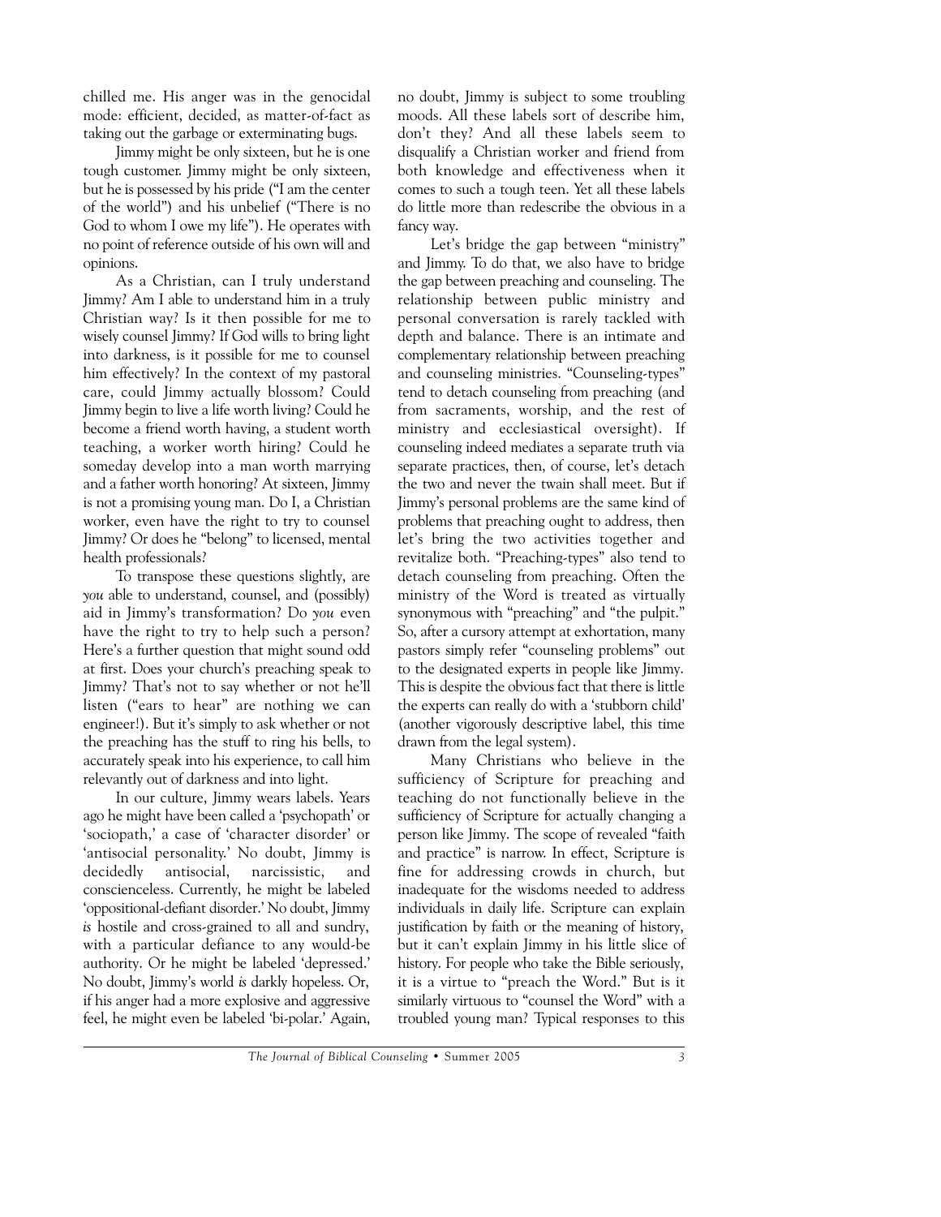chilled me. His anger was in the genocidal mode: efficient, decided, as matter-of-fact as taking out the garbage or exterminating bugs.

Jimmy might be only sixteen, but he is one tough customer. Jimmy might be only sixteen, but he is possessed by his pride ("I am the center of the world") and his unbelief ("There is no God to whom I owe my life"). He operates with no point of reference outside of his own will and opinions.

As a Christian, can I truly understand Jimmy? Am I able to understand him in a truly Christian way? Is it then possible for me to wisely counsel Jimmy? If God wills to bring light into darkness, is it possible for me to counsel him effectively? In the context of my pastoral care, could Jimmy actually blossom? Could Jimmy begin to live a life worth living? Could he become a friend worth having, a student worth teaching, a worker worth hiring? Could he someday develop into a man worth marrying and a father worth honoring? At sixteen, Jimmy is not a promising young man. Do I, a Christian worker, even have the right to try to counsel Jimmy? Or does he "belong" to licensed, mental health professionals?

To transpose these questions slightly, are *you* able to understand, counsel, and (possibly) aid in Jimmy's transformation? Do *you* even have the right to try to help such a person? Here's a further question that might sound odd at first. Does your church's preaching speak to Jimmy? That's not to say whether or not he'll listen ("ears to hear" are nothing we can engineer!). But it's simply to ask whether or not the preaching has the stuff to ring his bells, to accurately speak into his experience, to call him relevantly out of darkness and into light.

In our culture, Jimmy wears labels. Years ago he might have been called a 'psychopath' or 'sociopath,' a case of 'character disorder' or 'antisocial personality.' No doubt, Jimmy is decidedly antisocial, narcissistic, and conscienceless. Currently, he might be labeled 'oppositional-defiant disorder.' No doubt, Jimmy *is* hostile and cross-grained to all and sundry, with a particular defiance to any would-be authority. Or he might be labeled 'depressed.' No doubt, Jimmy's world *is* darkly hopeless. Or, if his anger had a more explosive and aggressive feel, he might even be labeled 'bi-polar.' Again, no doubt, Jimmy is subject to some troubling moods. All these labels sort of describe him, don't they? And all these labels seem to disqualify a Christian worker and friend from both knowledge and effectiveness when it comes to such a tough teen. Yet all these labels do little more than redescribe the obvious in a fancy way.

Let's bridge the gap between "ministry" and Jimmy. To do that, we also have to bridge the gap between preaching and counseling. The relationship between public ministry and personal conversation is rarely tackled with depth and balance. There is an intimate and complementary relationship between preaching and counseling ministries. "Counseling-types" tend to detach counseling from preaching (and from sacraments, worship, and the rest of ministry and ecclesiastical oversight). If counseling indeed mediates a separate truth via separate practices, then, of course, let's detach the two and never the twain shall meet. But if Jimmy's personal problems are the same kind of problems that preaching ought to address, then let's bring the two activities together and revitalize both. "Preaching-types" also tend to detach counseling from preaching. Often the ministry of the Word is treated as virtually synonymous with "preaching" and "the pulpit." So, after a cursory attempt at exhortation, many pastors simply refer "counseling problems" out to the designated experts in people like Jimmy. This is despite the obvious fact that there is little the experts can really do with a 'stubborn child' (another vigorously descriptive label, this time drawn from the legal system).

Many Christians who believe in the sufficiency of Scripture for preaching and teaching do not functionally believe in the sufficiency of Scripture for actually changing a person like Jimmy. The scope of revealed "faith and practice" is narrow. In effect, Scripture is fine for addressing crowds in church, but inadequate for the wisdoms needed to address individuals in daily life. Scripture can explain justification by faith or the meaning of history, but it can't explain Jimmy in his little slice of history. For people who take the Bible seriously, it is a virtue to "preach the Word." But is it similarly virtuous to "counsel the Word" with a troubled young man? Typical responses to this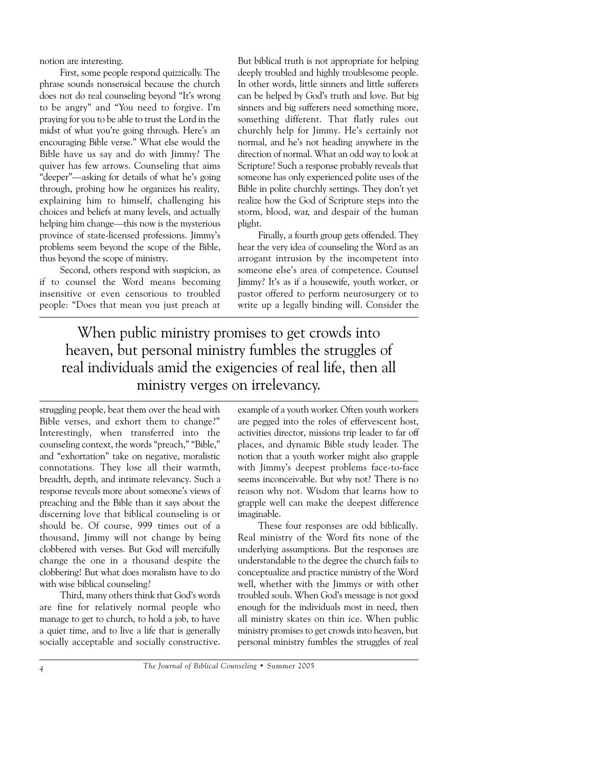notion are interesting.

First, some people respond quizzically. The phrase sounds nonsensical because the church does not do real counseling beyond "It's wrong to be angry" and "You need to forgive. I'm praying for you to be able to trust the Lord in the midst of what you're going through. Here's an encouraging Bible verse." What else would the Bible have us say and do with Jimmy? The quiver has few arrows. Counseling that aims "deeper"—asking for details of what he's going through, probing how he organizes his reality, explaining him to himself, challenging his choices and beliefs at many levels, and actually helping him change—this now is the mysterious province of state-licensed professions. Jimmy's problems seem beyond the scope of the Bible, thus beyond the scope of ministry.

Second, others respond with suspicion, as if to counsel the Word means becoming insensitive or even censorious to troubled people: "Does that mean you just preach at struggling people, beat them over the head with Bible verses, and exhort them to change?" Interestingly, when transferred into the counseling context, the words "preach," "Bible," and "exhortation" take on negative, moralistic connotations. They lose all their warmth, breadth, depth, and intimate relevancy. Such a response reveals more about someone's views of preaching and the Bible than it says about the discerning love that biblical counseling is or should be. Of course, 999 times out of a thousand, Jimmy will not change by being clobbered with verses. But God will mercifully change the one in a thousand despite the clobbering! But what does moralism have to do with wise biblical counseling?

Third, many others think that God's words are fine for relatively normal people who manage to get to church, to hold a job, to have a quiet time, and to live a life that is generally socially acceptable and socially constructive. But biblical truth is not appropriate for helping deeply troubled and highly troublesome people. In other words, little sinners and little sufferers can be helped by God's truth and love. But big sinners and big sufferers need something more, something different. That flatly rules out churchly help for Jimmy. He's certainly not normal, and he's not heading anywhere in the direction of normal. What an odd way to look at Scripture! Such a response probably reveals that someone has only experienced polite uses of the Bible in polite churchly settings. They don't yet realize how the God of Scripture steps into the storm, blood, war, and despair of the human plight.

Finally, a fourth group gets offended. They hear the very idea of counseling the Word as an arrogant intrusion by the incompetent into someone else's area of competence. Counsel Jimmy? It's as if a housewife, youth worker, or pastor offered to perform neurosurgery or to write up a legally binding will. Consider the example of a youth worker. Often youth workers are pegged into the roles of effervescent host, activities director, missions trip leader to far off places, and dynamic Bible study leader. The notion that a youth worker might also grapple with Jimmy's deepest problems face-to-face seems inconceivable. But why not? There is no reason why not. Wisdom that learns how to grapple well can make the deepest difference imaginable.

> When public ministry promises to get crowds into heaven, but personal ministry fumbles the struggles of real individuals amid the exigencies of real life, then all ministry verges on irrelevancy.

These four responses are odd biblically. Real ministry of the Word fits none of the underlying assumptions. But the responses are understandable to the degree the church fails to conceptualize and practice ministry of the Word well, whether with the Jimmys or with other troubled souls. When God's message is not good enough for the individuals most in need, then all ministry skates on thin ice. When public ministry promises to get crowds into heaven, but personal ministry fumbles the struggles of real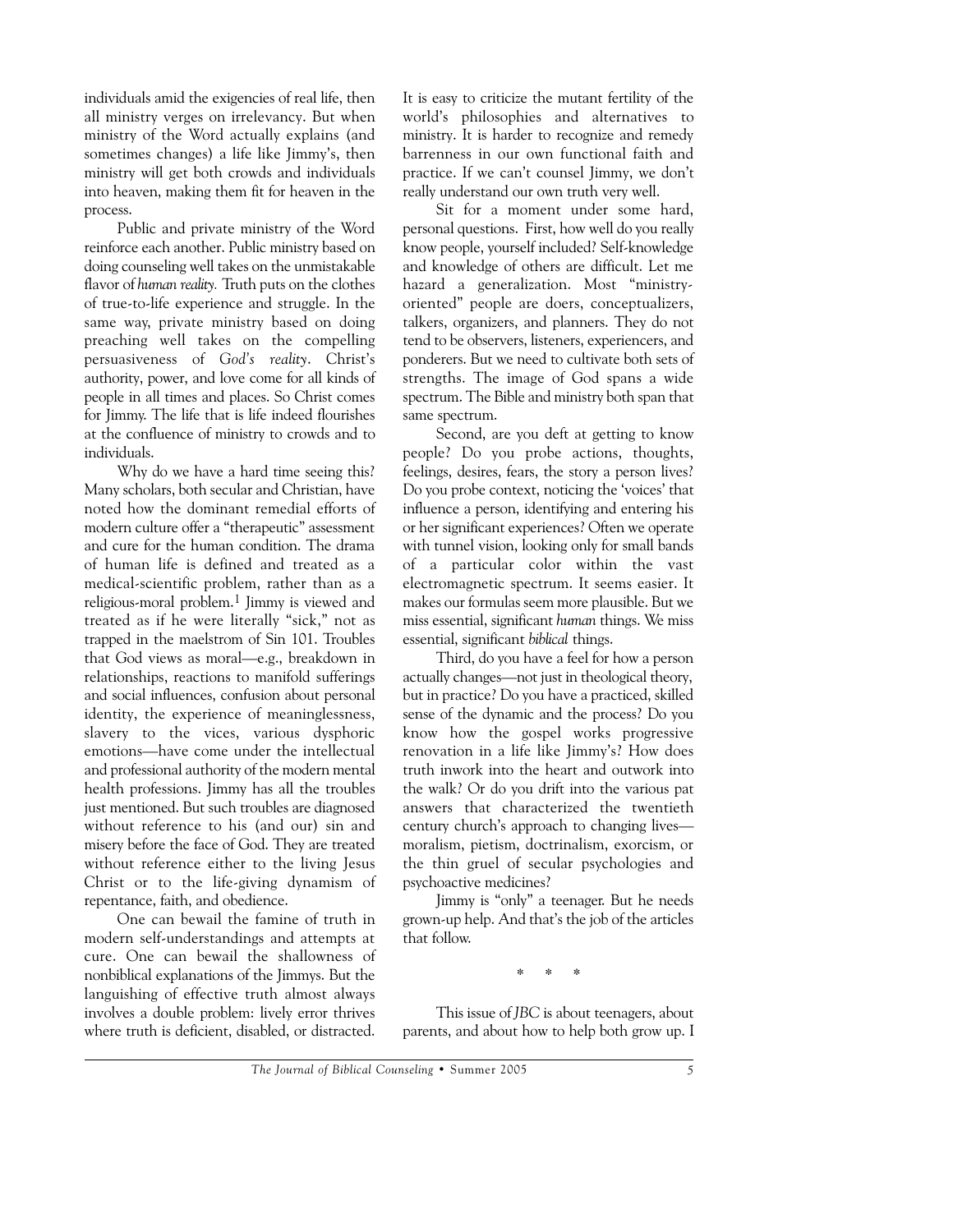individuals amid the exigencies of real life, then all ministry verges on irrelevancy. But when ministry of the Word actually explains (and sometimes changes) a life like Jimmy's, then ministry will get both crowds and individuals into heaven, making them fit for heaven in the process.

Public and private ministry of the Word reinforce each another. Public ministry based on doing counseling well takes on the unmistakable flavor of *human reality.* Truth puts on the clothes of true-to-life experience and struggle. In the same way, private ministry based on doing preaching well takes on the compelling persuasiveness of *God's reality*. Christ's authority, power, and love come for all kinds of people in all times and places. So Christ comes for Jimmy. The life that is life indeed flourishes at the confluence of ministry to crowds and to individuals.

Why do we have a hard time seeing this? Many scholars, both secular and Christian, have noted how the dominant remedial efforts of modern culture offer a "therapeutic" assessment and cure for the human condition. The drama of human life is defined and treated as a medical-scientific problem, rather than as a religious-moral problem.[1] Jimmy is viewed and treated as if he were literally "sick," not as trapped in the maelstrom of Sin 101. Troubles that God views as moral—e.g., breakdown in relationships, reactions to manifold sufferings and social influences, confusion about personal identity, the experience of meaninglessness, slavery to the vices, various dysphoric emotions—have come under the intellectual and professional authority of the modern mental health professions. Jimmy has all the troubles just mentioned. But such troubles are diagnosed without reference to his (and our) sin and misery before the face of God. They are treated without reference either to the living Jesus Christ or to the life-giving dynamism of repentance, faith, and obedience.

One can bewail the famine of truth in modern self-understandings and attempts at cure. One can bewail the shallowness of nonbiblical explanations of the Jimmys. But the languishing of effective truth almost always involves a double problem: lively error thrives where truth is deficient, disabled, or distracted. It is easy to criticize the mutant fertility of the world's philosophies and alternatives to ministry. It is harder to recognize and remedy barrenness in our own functional faith and practice. If we can't counsel Jimmy, we don't really understand our own truth very well.

Sit for a moment under some hard, personal questions. First, how well do you really know people, yourself included? Self-knowledge and knowledge of others are difficult. Let me hazard a generalization. Most "ministry-oriented" people are doers, conceptualizers, talkers, organizers, and planners. They do not tend to be observers, listeners, experiencers, and ponderers. But we need to cultivate both sets of strengths. The image of God spans a wide spectrum. The Bible and ministry both span that same spectrum.

Second, are you deft at getting to know people? Do you probe actions, thoughts, feelings, desires, fears, the story a person lives? Do you probe context, noticing the 'voices' that influence a person, identifying and entering his or her significant experiences? Often we operate with tunnel vision, looking only for small bands of a particular color within the vast electromagnetic spectrum. It seems easier. It makes our formulas seem more plausible. But we miss essential, significant *human* things. We miss essential, significant *biblical* things.

Third, do you have a feel for how a person actually changes—not just in theological theory, but in practice? Do you have a practiced, skilled sense of the dynamic and the process? Do you know how the gospel works progressive renovation in a life like Jimmy's? How does truth inwork into the heart and outwork into the walk? Or do you drift into the various pat answers that characterized the twentieth century church's approach to changing lives—moralism, pietism, doctrinalism, exorcism, or the thin gruel of secular psychologies and psychoactive medicines?

Jimmy is "only" a teenager. But he needs grown-up help. And that's the job of the articles that follow.

\* \* \*

This issue of *JBC* is about teenagers, about parents, and about how to help both grow up. I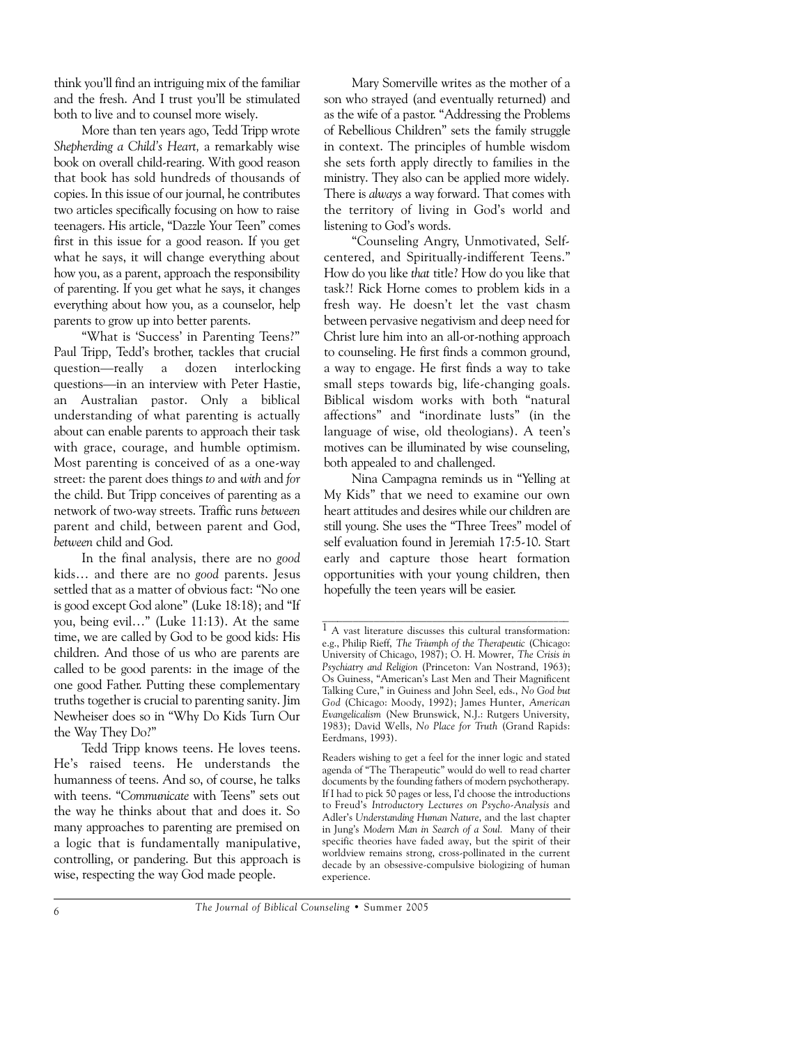think you'll find an intriguing mix of the familiar and the fresh. And I trust you'll be stimulated both to live and to counsel more wisely.

More than ten years ago, Tedd Tripp wrote *Shepherding a Child's Heart,* a remarkably wise book on overall child-rearing. With good reason that book has sold hundreds of thousands of copies. In this issue of our journal, he contributes two articles specifically focusing on how to raise teenagers. His article, "Dazzle Your Teen" comes first in this issue for a good reason. If you get what he says, it will change everything about how you, as a parent, approach the responsibility of parenting. If you get what he says, it changes everything about how you, as a counselor, help parents to grow up into better parents.

"What is 'Success' in Parenting Teens?" Paul Tripp, Tedd's brother, tackles that crucial question—really a dozen interlocking questions—in an interview with Peter Hastie, an Australian pastor. Only a biblical understanding of what parenting is actually about can enable parents to approach their task with grace, courage, and humble optimism. Most parenting is conceived of as a one-way street: the parent does things *to* and *with* and *for* the child. But Tripp conceives of parenting as a network of two-way streets. Traffic runs *between* parent and child, between parent and God, *between* child and God.

In the final analysis, there are no *good* kids… and there are no *good* parents. Jesus settled that as a matter of obvious fact: "No one is good except God alone" (Luke 18:18); and "If you, being evil…" (Luke 11:13). At the same time, we are called by God to be good kids: His children. And those of us who are parents are called to be good parents: in the image of the one good Father. Putting these complementary truths together is crucial to parenting sanity. Jim Newheiser does so in "Why Do Kids Turn Our the Way They Do?"

Tedd Tripp knows teens. He loves teens. He's raised teens. He understands the humanness of teens. And so, of course, he talks with teens. "*Communicate* with Teens" sets out the way he thinks about that and does it. So many approaches to parenting are premised on a logic that is fundamentally manipulative, controlling, or pandering. But this approach is wise, respecting the way God made people.

Mary Somerville writes as the mother of a son who strayed (and eventually returned) and as the wife of a pastor. "Addressing the Problems of Rebellious Children" sets the family struggle in context. The principles of humble wisdom she sets forth apply directly to families in the ministry. They also can be applied more widely. There is *always* a way forward. That comes with the territory of living in God's world and listening to God's words.

"Counseling Angry, Unmotivated, Self-centered, and Spiritually-indifferent Teens." How do you like *that* title? How do you like that task?! Rick Horne comes to problem kids in a fresh way. He doesn't let the vast chasm between pervasive negativism and deep need for Christ lure him into an all-or-nothing approach to counseling. He first finds a common ground, a way to engage. He first finds a way to take small steps towards big, life-changing goals. Biblical wisdom works with both "natural affections" and "inordinate lusts" (in the language of wise, old theologians). A teen's motives can be illuminated by wise counseling, both appealed to and challenged.

Nina Campagna reminds us in "Yelling at My Kids" that we need to examine our own heart attitudes and desires while our children are still young. She uses the "Three Trees" model of self evaluation found in Jeremiah 17:5-10. Start early and capture those heart formation opportunities with your young children, then hopefully the teen years will be easier.

---

[1] A vast literature discusses this cultural transformation: e.g., Philip Rieff, *The Triumph of the Therapeutic* (Chicago: University of Chicago, 1987); O. H. Mowrer, *The Crisis in Psychiatry and Religion* (Princeton: Van Nostrand, 1963); Os Guiness, "American's Last Men and Their Magnificent Talking Cure," in Guiness and John Seel, eds., *No God but God* (Chicago: Moody, 1992); James Hunter, *American Evangelicalism* (New Brunswick, N.J.: Rutgers University, 1983); David Wells, *No Place for Truth* (Grand Rapids: Eerdmans, 1993).

Readers wishing to get a feel for the inner logic and stated agenda of "The Therapeutic" would do well to read charter documents by the founding fathers of modern psychotherapy. If I had to pick 50 pages or less, I'd choose the introductions to Freud's *Introductory Lectures on Psycho-Analysis* and Adler's *Understanding Human Nature*, and the last chapter in Jung's *Modern Man in Search of a Soul.* Many of their specific theories have faded away, but the spirit of their worldview remains strong, cross-pollinated in the current decade by an obsessive-compulsive biologizing of human experience.